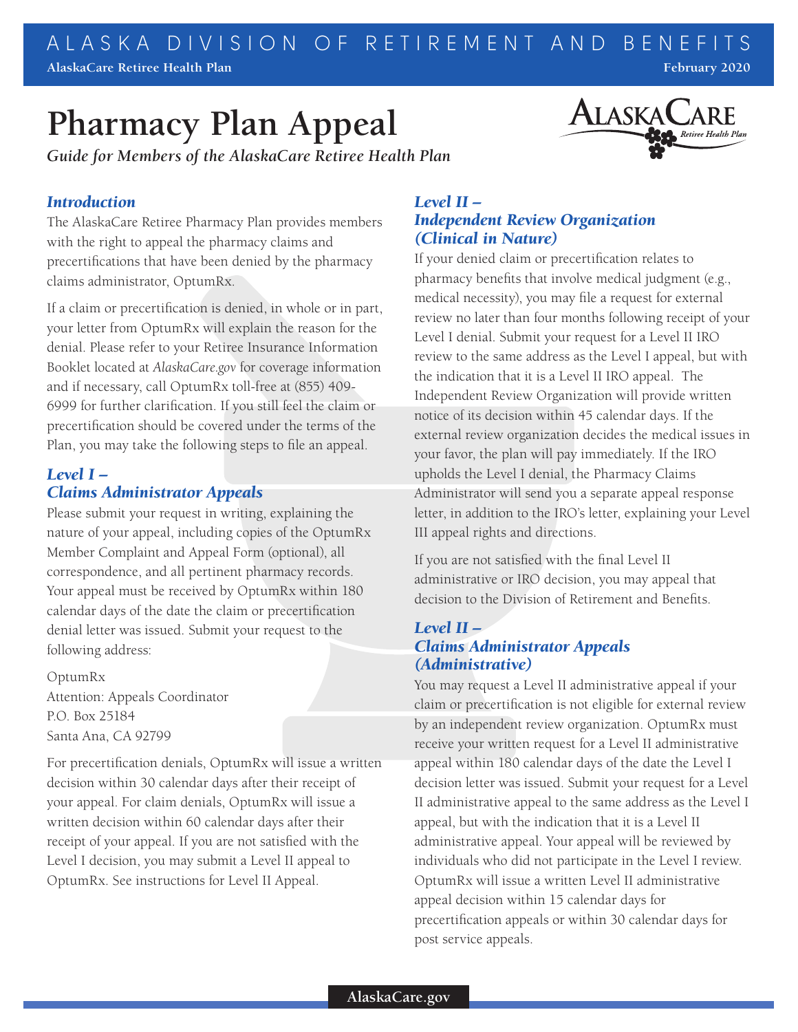# Pharmacy Plan Appeal

*Guide for Members of the AlaskaCare Retiree Health Plan*

## *Introduction*

The AlaskaCare Retiree Pharmacy Plan provides members with the right to appeal the pharmacy claims and precertifications that have been denied by the pharmacy claims administrator, OptumRx.

If a claim or precertification is denied, in whole or in part, your letter from OptumRx will explain the reason for the denial. Please refer to your Retiree Insurance Information Booklet located at *AlaskaCare.gov* for coverage information and if necessary, call OptumRx toll-free at (855) 409-6999 for further clarification. If you still feel the claim or precertification should be covered under the terms of the Plan, you may take the following steps to file an appeal.

## *Level I – Claims Administrator Appeals*

Please submit your request in writing, explaining the nature of your appeal, including copies of the OptumRx Member Complaint and Appeal Form (optional), all correspondence, and all pertinent pharmacy records. Your appeal must be received by OptumRx within 180 calendar days of the date the claim or precertification denial letter was issued. Submit your request to the following address:

OptumRx
Attention: Appeals Coordinator
P.O. Box 25184
Santa Ana, CA 92799

For precertification denials, OptumRx will issue a written decision within 30 calendar days after their receipt of your appeal. For claim denials, OptumRx will issue a written decision within 60 calendar days after their receipt of your appeal. If you are not satisfied with the Level I decision, you may submit a Level II appeal to OptumRx. See instructions for Level II Appeal.

## *Level II – Independent Review Organization (Clinical in Nature)*

If your denied claim or precertification relates to pharmacy benefits that involve medical judgment (e.g., medical necessity), you may file a request for external review no later than four months following receipt of your Level I denial. Submit your request for a Level II IRO review to the same address as the Level I appeal, but with the indication that it is a Level II IRO appeal. The Independent Review Organization will provide written notice of its decision within 45 calendar days. If the external review organization decides the medical issues in your favor, the plan will pay immediately. If the IRO upholds the Level I denial, the Pharmacy Claims Administrator will send you a separate appeal response letter, in addition to the IRO's letter, explaining your Level III appeal rights and directions.

If you are not satisfied with the final Level II administrative or IRO decision, you may appeal that decision to the Division of Retirement and Benefits.

## *Level II – Claims Administrator Appeals (Administrative)*

You may request a Level II administrative appeal if your claim or precertification is not eligible for external review by an independent review organization. OptumRx must receive your written request for a Level II administrative appeal within 180 calendar days of the date the Level I decision letter was issued. Submit your request for a Level II administrative appeal to the same address as the Level I appeal, but with the indication that it is a Level II administrative appeal. Your appeal will be reviewed by individuals who did not participate in the Level I review. OptumRx will issue a written Level II administrative appeal decision within 15 calendar days for precertification appeals or within 30 calendar days for post service appeals.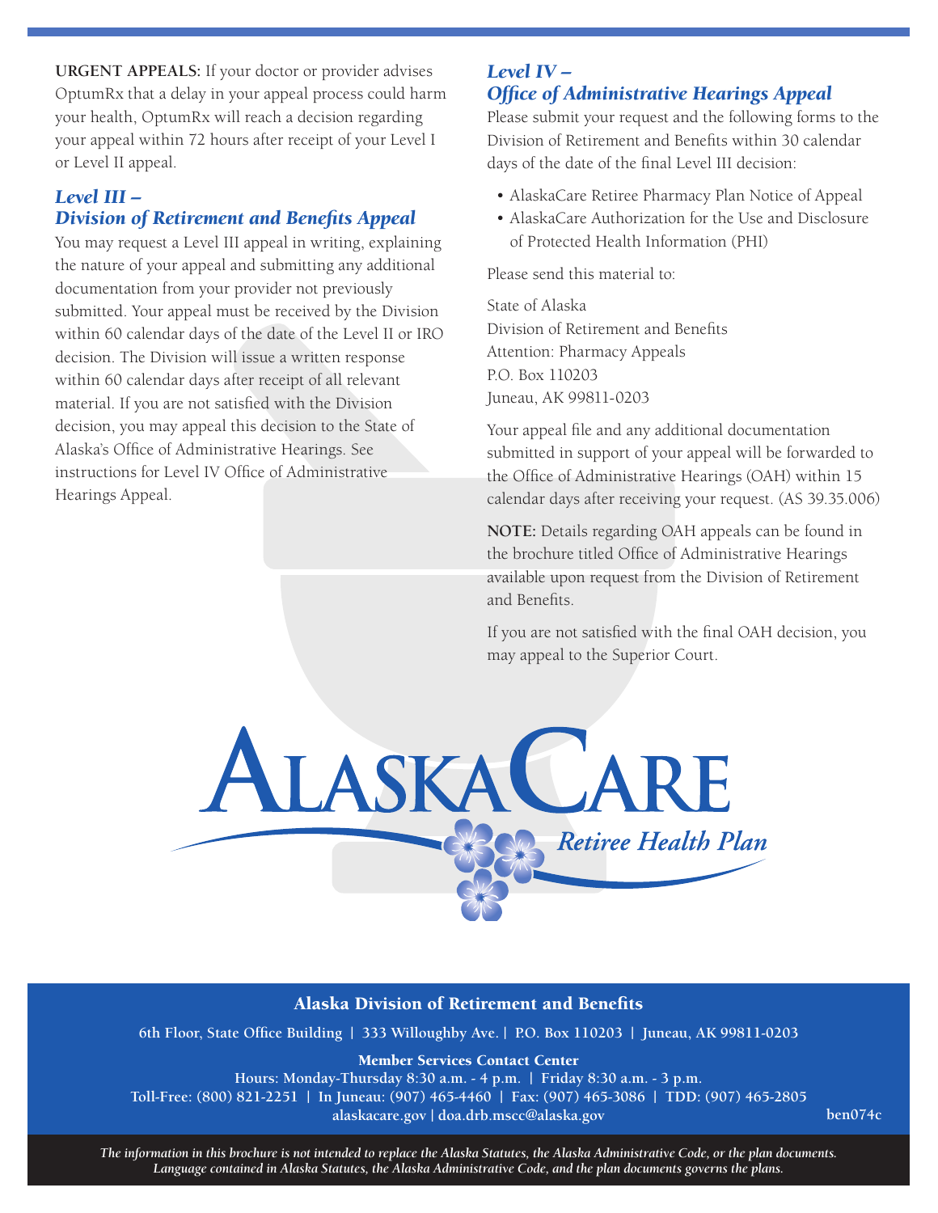**URGENT APPEALS:** If your doctor or provider advises OptumRx that a delay in your appeal process could harm your health, OptumRx will reach a decision regarding your appeal within 72 hours after receipt of your Level I or Level II appeal.

### *Level III – Division of Retirement and Benefits Appeal*

You may request a Level III appeal in writing, explaining the nature of your appeal and submitting any additional documentation from your provider not previously submitted. Your appeal must be received by the Division within 60 calendar days of the date of the Level II or IRO decision. The Division will issue a written response within 60 calendar days after receipt of all relevant material. If you are not satisfied with the Division decision, you may appeal this decision to the State of Alaska's Office of Administrative Hearings. See instructions for Level IV Office of Administrative Hearings Appeal.

### *Level IV – Office of Administrative Hearings Appeal*

Please submit your request and the following forms to the Division of Retirement and Benefits within 30 calendar days of the date of the final Level III decision:

- AlaskaCare Retiree Pharmacy Plan Notice of Appeal
- AlaskaCare Authorization for the Use and Disclosure of Protected Health Information (PHI)

Please send this material to:

State of Alaska
Division of Retirement and Benefits
Attention: Pharmacy Appeals
P.O. Box 110203
Juneau, AK 99811-0203

Your appeal file and any additional documentation submitted in support of your appeal will be forwarded to the Office of Administrative Hearings (OAH) within 15 calendar days after receiving your request. (AS 39.35.006)

**NOTE:** Details regarding OAH appeals can be found in the brochure titled Office of Administrative Hearings available upon request from the Division of Retirement and Benefits.

If you are not satisfied with the final OAH decision, you may appeal to the Superior Court.

**ALASKACARE**
*Retiree Health Plan*

**Alaska Division of Retirement and Benefits**

**6th Floor, State Office Building | 333 Willoughby Ave. | P.O. Box 110203 | Juneau, AK 99811-0203**

**Member Services Contact Center**
**Hours: Monday-Thursday 8:30 a.m. - 4 p.m. | Friday 8:30 a.m. - 3 p.m.**
**Toll-Free: (800) 821-2251 | In Juneau: (907) 465-4460 | Fax: (907) 465-3086 | TDD: (907) 465-2805**
**alaskacare.gov | doa.drb.mscc@alaska.gov**

**ben074c**

*The information in this brochure is not intended to replace the Alaska Statutes, the Alaska Administrative Code, or the plan documents. Language contained in Alaska Statutes, the Alaska Administrative Code, and the plan documents governs the plans.*